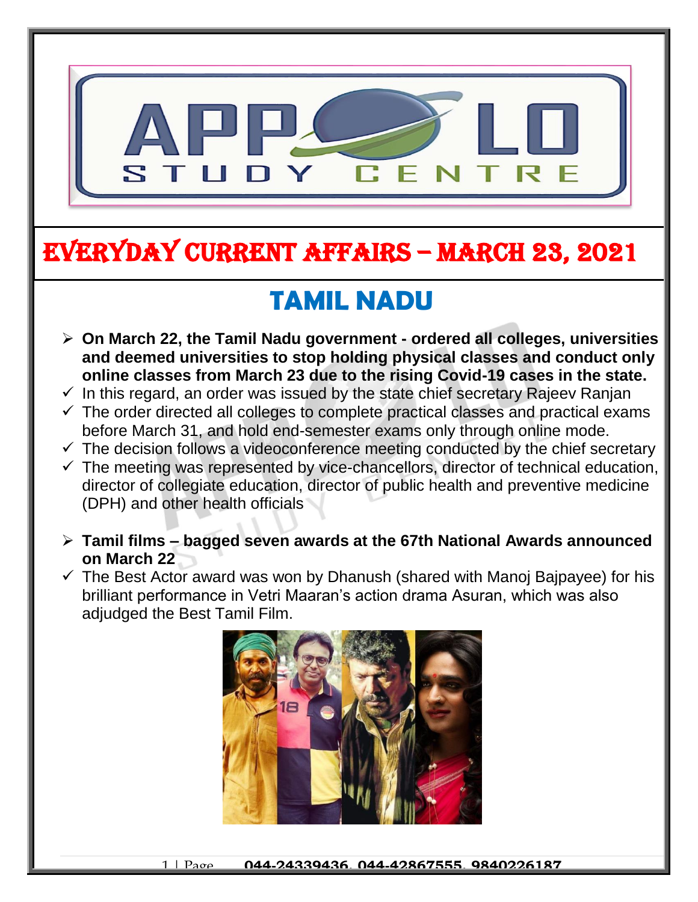# EVERYDAY CURRENT AFFAIRS – MARCH 23, 2021

## TAMIL NADU

- **On March 22, the Tamil Nadu government - ordered all colleges, universities and deemed universities to stop holding physical classes and conduct only online classes from March 23 due to the rising Covid-19 cases in the state.**
  - ✓ In this regard, an order was issued by the state chief secretary Rajeev Ranjan
  - ✓ The order directed all colleges to complete practical classes and practical exams before March 31, and hold end-semester exams only through online mode.
  - ✓ The decision follows a videoconference meeting conducted by the chief secretary
  - ✓ The meeting was represented by vice-chancellors, director of technical education, director of collegiate education, director of public health and preventive medicine (DPH) and other health officials

- **Tamil films – bagged seven awards at the 67th National Awards announced on March 22**
  - ✓ The Best Actor award was won by Dhanush (shared with Manoj Bajpayee) for his brilliant performance in Vetri Maaran's action drama Asuran, which was also adjudged the Best Tamil Film.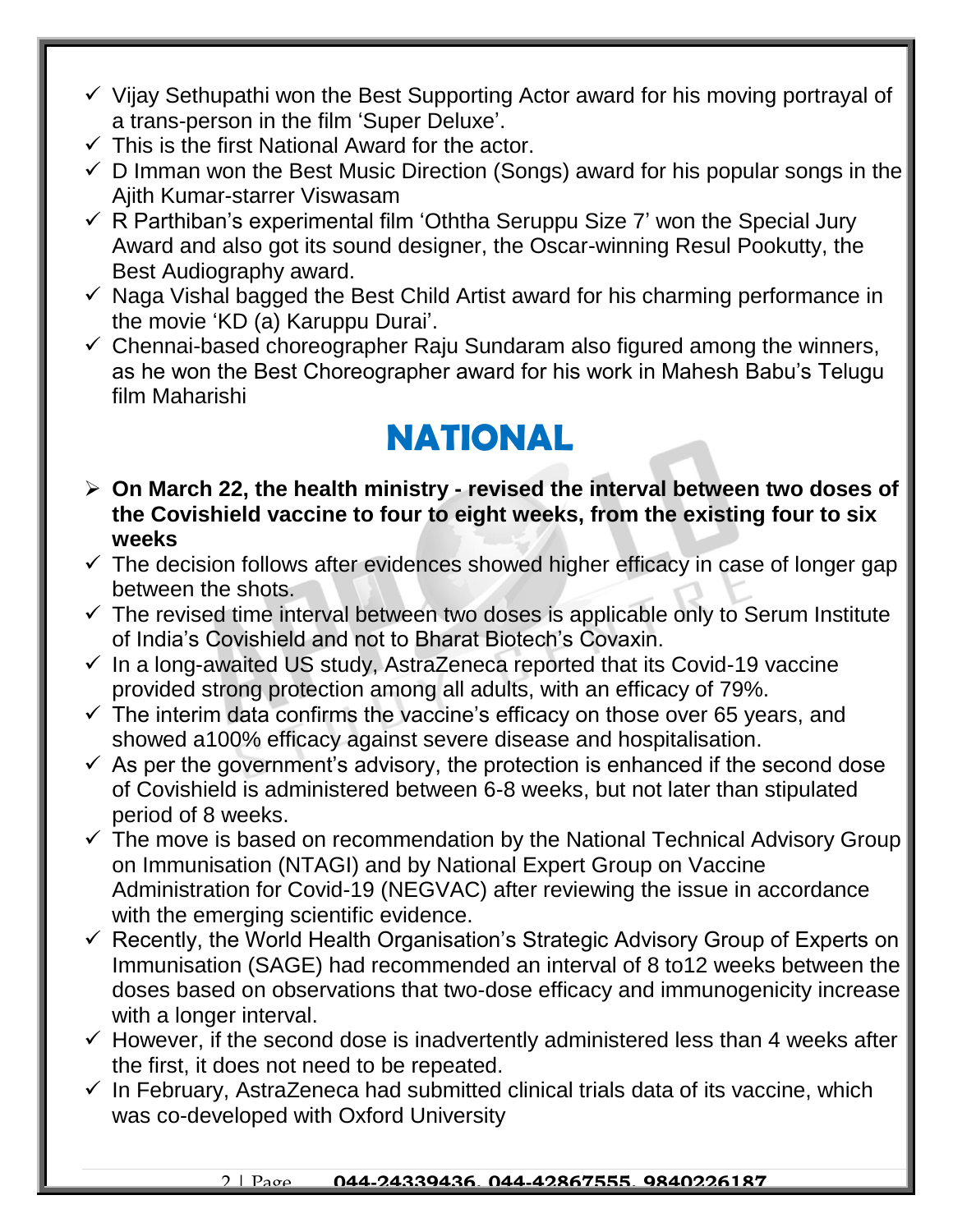- ✓ Vijay Sethupathi won the Best Supporting Actor award for his moving portrayal of a trans-person in the film 'Super Deluxe'.
- ✓ This is the first National Award for the actor.
- ✓ D Imman won the Best Music Direction (Songs) award for his popular songs in the Ajith Kumar-starrer Viswasam
- ✓ R Parthiban's experimental film 'Oththa Seruppu Size 7' won the Special Jury Award and also got its sound designer, the Oscar-winning Resul Pookutty, the Best Audiography award.
- ✓ Naga Vishal bagged the Best Child Artist award for his charming performance in the movie 'KD (a) Karuppu Durai'.
- ✓ Chennai-based choreographer Raju Sundaram also figured among the winners, as he won the Best Choreographer award for his work in Mahesh Babu's Telugu film Maharishi

# NATIONAL

- ➢ **On March 22, the health ministry - revised the interval between two doses of the Covishield vaccine to four to eight weeks, from the existing four to six weeks**
- ✓ The decision follows after evidences showed higher efficacy in case of longer gap between the shots.
- ✓ The revised time interval between two doses is applicable only to Serum Institute of India's Covishield and not to Bharat Biotech's Covaxin.
- ✓ In a long-awaited US study, AstraZeneca reported that its Covid-19 vaccine provided strong protection among all adults, with an efficacy of 79%.
- ✓ The interim data confirms the vaccine's efficacy on those over 65 years, and showed a100% efficacy against severe disease and hospitalisation.
- ✓ As per the government's advisory, the protection is enhanced if the second dose of Covishield is administered between 6-8 weeks, but not later than stipulated period of 8 weeks.
- ✓ The move is based on recommendation by the National Technical Advisory Group on Immunisation (NTAGI) and by National Expert Group on Vaccine Administration for Covid-19 (NEGVAC) after reviewing the issue in accordance with the emerging scientific evidence.
- ✓ Recently, the World Health Organisation's Strategic Advisory Group of Experts on Immunisation (SAGE) had recommended an interval of 8 to12 weeks between the doses based on observations that two-dose efficacy and immunogenicity increase with a longer interval.
- ✓ However, if the second dose is inadvertently administered less than 4 weeks after the first, it does not need to be repeated.
- ✓ In February, AstraZeneca had submitted clinical trials data of its vaccine, which was co-developed with Oxford University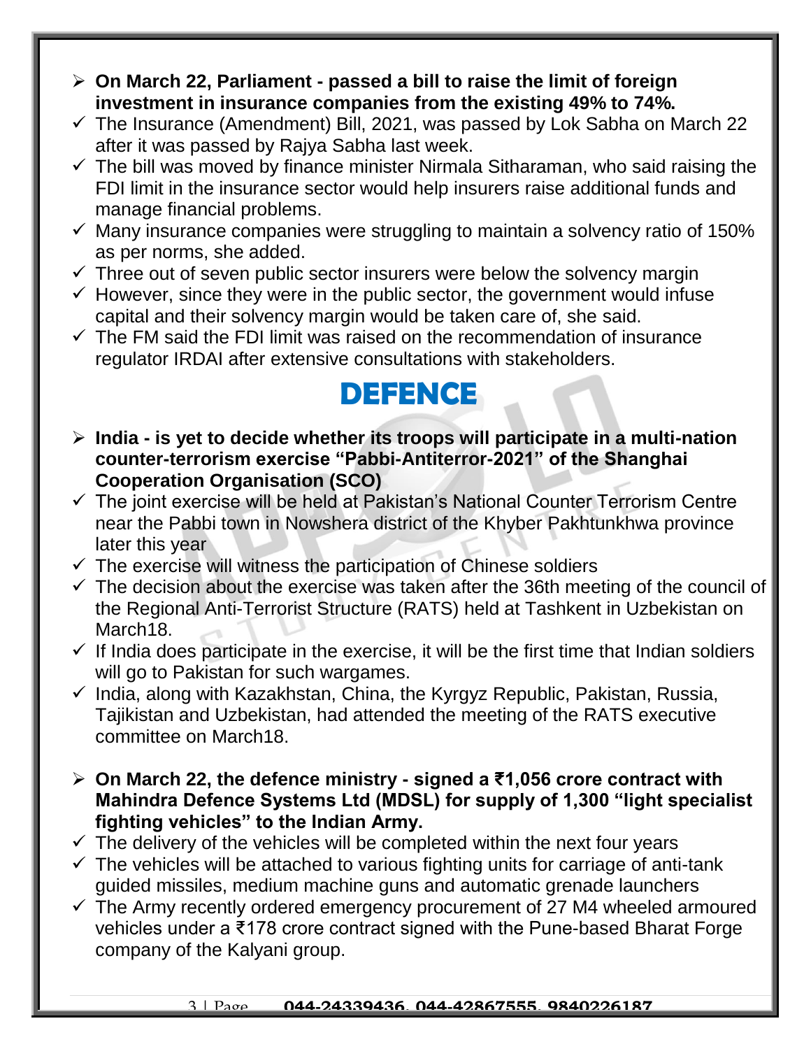- **On March 22, Parliament - passed a bill to raise the limit of foreign investment in insurance companies from the existing 49% to 74%.**
    - The Insurance (Amendment) Bill, 2021, was passed by Lok Sabha on March 22 after it was passed by Rajya Sabha last week.
    - The bill was moved by finance minister Nirmala Sitharaman, who said raising the FDI limit in the insurance sector would help insurers raise additional funds and manage financial problems.
    - Many insurance companies were struggling to maintain a solvency ratio of 150% as per norms, she added.
    - Three out of seven public sector insurers were below the solvency margin
    - However, since they were in the public sector, the government would infuse capital and their solvency margin would be taken care of, she said.
    - The FM said the FDI limit was raised on the recommendation of insurance regulator IRDAI after extensive consultations with stakeholders.

# DEFENCE

- **India - is yet to decide whether its troops will participate in a multi-nation counter-terrorism exercise "Pabbi-Antiterror-2021" of the Shanghai Cooperation Organisation (SCO)**
    - The joint exercise will be held at Pakistan's National Counter Terrorism Centre near the Pabbi town in Nowshera district of the Khyber Pakhtunkhwa province later this year
    - The exercise will witness the participation of Chinese soldiers
    - The decision about the exercise was taken after the 36th meeting of the council of the Regional Anti-Terrorist Structure (RATS) held at Tashkent in Uzbekistan on March18.
    - If India does participate in the exercise, it will be the first time that Indian soldiers will go to Pakistan for such wargames.
    - India, along with Kazakhstan, China, the Kyrgyz Republic, Pakistan, Russia, Tajikistan and Uzbekistan, had attended the meeting of the RATS executive committee on March18.

- **On March 22, the defence ministry - signed a ₹1,056 crore contract with Mahindra Defence Systems Ltd (MDSL) for supply of 1,300 "light specialist fighting vehicles" to the Indian Army.**
    - The delivery of the vehicles will be completed within the next four years
    - The vehicles will be attached to various fighting units for carriage of anti-tank guided missiles, medium machine guns and automatic grenade launchers
    - The Army recently ordered emergency procurement of 27 M4 wheeled armoured vehicles under a ₹178 crore contract signed with the Pune-based Bharat Forge company of the Kalyani group.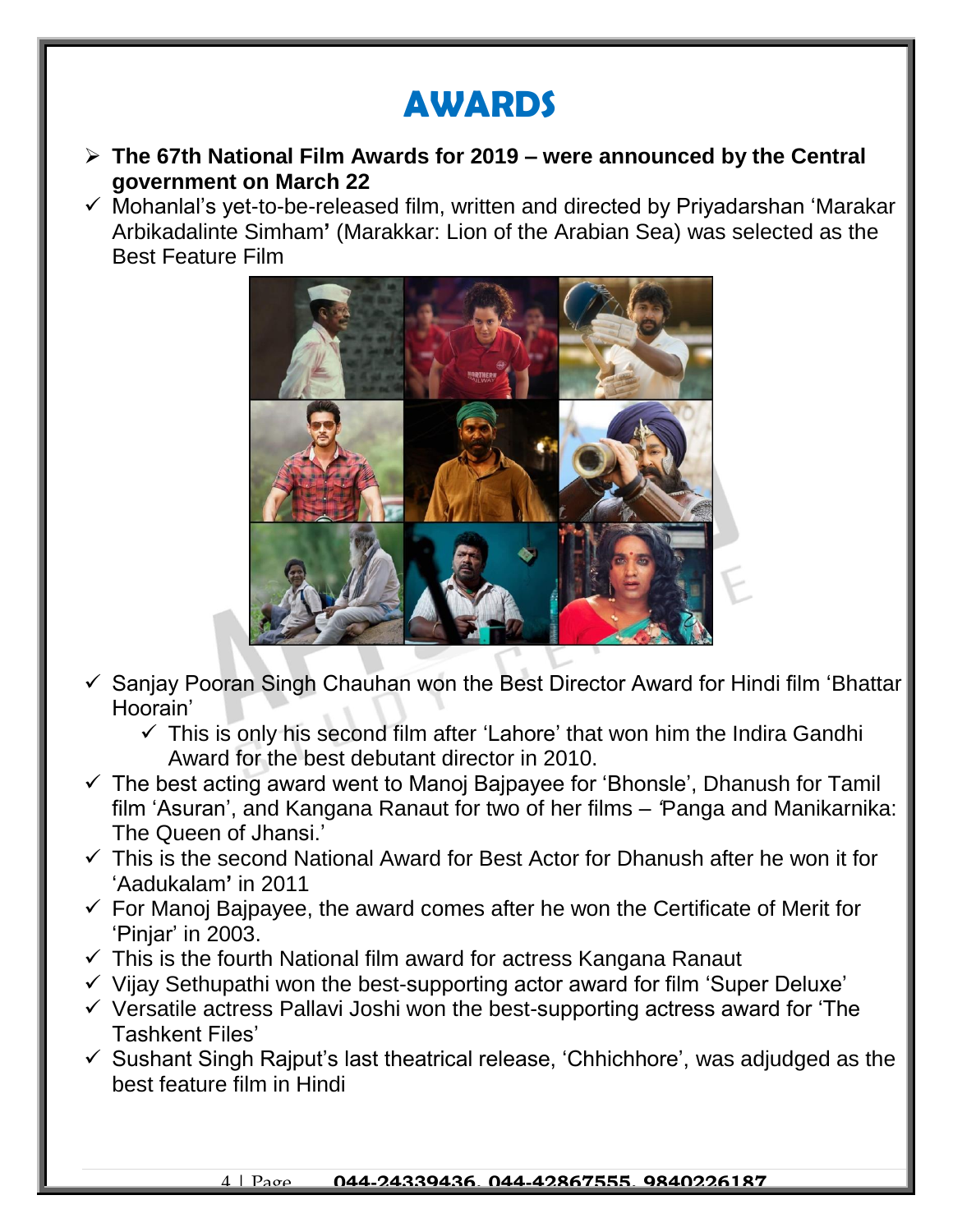# AWARDS

- **The 67th National Film Awards for 2019 – were announced by the Central government on March 22**
  - Mohanlal's yet-to-be-released film, written and directed by Priyadarshan 'Marakar Arbikadalinte Simham**'** (Marakkar: Lion of the Arabian Sea) was selected as the Best Feature Film
  - Sanjay Pooran Singh Chauhan won the Best Director Award for Hindi film 'Bhattar Hoorain'
    - This is only his second film after 'Lahore' that won him the Indira Gandhi Award for the best debutant director in 2010.
  - The best acting award went to Manoj Bajpayee for 'Bhonsle', Dhanush for Tamil film 'Asuran', and Kangana Ranaut for two of her films – 'Panga and Manikarnika: The Queen of Jhansi.'
  - This is the second National Award for Best Actor for Dhanush after he won it for 'Aadukalam**'** in 2011
  - For Manoj Bajpayee, the award comes after he won the Certificate of Merit for 'Pinjar' in 2003.
  - This is the fourth National film award for actress Kangana Ranaut
  - Vijay Sethupathi won the best-supporting actor award for film 'Super Deluxe'
  - Versatile actress Pallavi Joshi won the best-supporting actress award for 'The Tashkent Files'
  - Sushant Singh Rajput's last theatrical release, 'Chhichhore', was adjudged as the best feature film in Hindi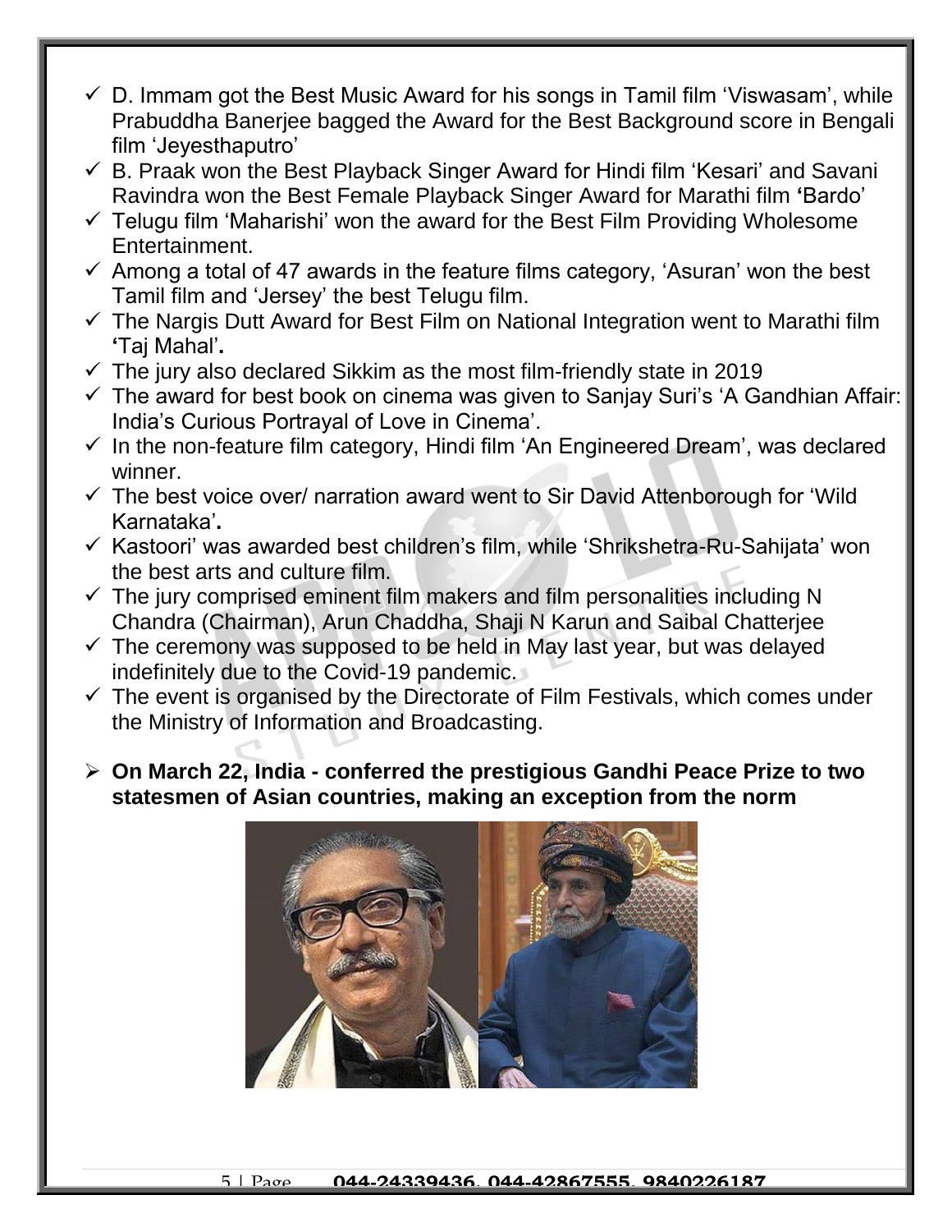- D. Immam got the Best Music Award for his songs in Tamil film 'Viswasam', while Prabuddha Banerjee bagged the Award for the Best Background score in Bengali film 'Jeyesthaputro'
- B. Praak won the Best Playback Singer Award for Hindi film 'Kesari' and Savani Ravindra won the Best Female Playback Singer Award for Marathi film **'**Bardo'
- Telugu film 'Maharishi' won the award for the Best Film Providing Wholesome Entertainment.
- Among a total of 47 awards in the feature films category, 'Asuran' won the best Tamil film and 'Jersey' the best Telugu film.
- The Nargis Dutt Award for Best Film on National Integration went to Marathi film **'**Taj Mahal'**.**
- The jury also declared Sikkim as the most film-friendly state in 2019
- The award for best book on cinema was given to Sanjay Suri's 'A Gandhian Affair: India's Curious Portrayal of Love in Cinema'.
- In the non-feature film category, Hindi film 'An Engineered Dream', was declared winner.
- The best voice over/ narration award went to Sir David Attenborough for 'Wild Karnataka'**.**
- Kastoori' was awarded best children's film, while 'Shrikshetra-Ru-Sahijata' won the best arts and culture film.
- The jury comprised eminent film makers and film personalities including N Chandra (Chairman), Arun Chaddha, Shaji N Karun and Saibal Chatterjee
- The ceremony was supposed to be held in May last year, but was delayed indefinitely due to the Covid-19 pandemic.
- The event is organised by the Directorate of Film Festivals, which comes under the Ministry of Information and Broadcasting.

- **On March 22, India - conferred the prestigious Gandhi Peace Prize to two statesmen of Asian countries, making an exception from the norm**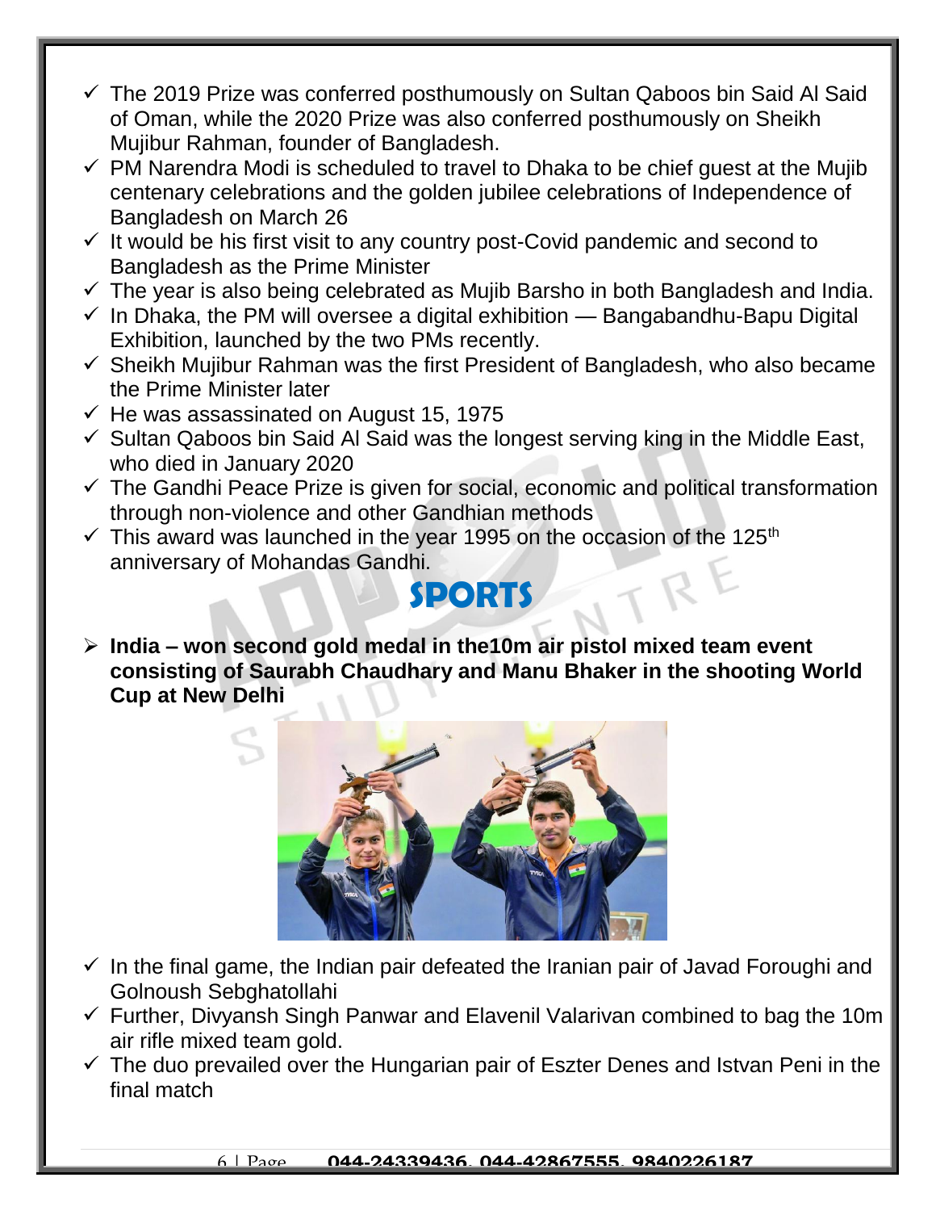- The 2019 Prize was conferred posthumously on Sultan Qaboos bin Said Al Said of Oman, while the 2020 Prize was also conferred posthumously on Sheikh Mujibur Rahman, founder of Bangladesh.
- PM Narendra Modi is scheduled to travel to Dhaka to be chief guest at the Mujib centenary celebrations and the golden jubilee celebrations of Independence of Bangladesh on March 26
- It would be his first visit to any country post-Covid pandemic and second to Bangladesh as the Prime Minister
- The year is also being celebrated as Mujib Barsho in both Bangladesh and India.
- In Dhaka, the PM will oversee a digital exhibition — Bangabandhu-Bapu Digital Exhibition, launched by the two PMs recently.
- Sheikh Mujibur Rahman was the first President of Bangladesh, who also became the Prime Minister later
- He was assassinated on August 15, 1975
- Sultan Qaboos bin Said Al Said was the longest serving king in the Middle East, who died in January 2020
- The Gandhi Peace Prize is given for social, economic and political transformation through non-violence and other Gandhian methods
- This award was launched in the year 1995 on the occasion of the 125th anniversary of Mohandas Gandhi.

# SPORTS

- **India – won second gold medal in the10m air pistol mixed team event consisting of Saurabh Chaudhary and Manu Bhaker in the shooting World Cup at New Delhi**

- In the final game, the Indian pair defeated the Iranian pair of Javad Foroughi and Golnoush Sebghatollahi
- Further, Divyansh Singh Panwar and Elavenil Valarivan combined to bag the 10m air rifle mixed team gold.
- The duo prevailed over the Hungarian pair of Eszter Denes and Istvan Peni in the final match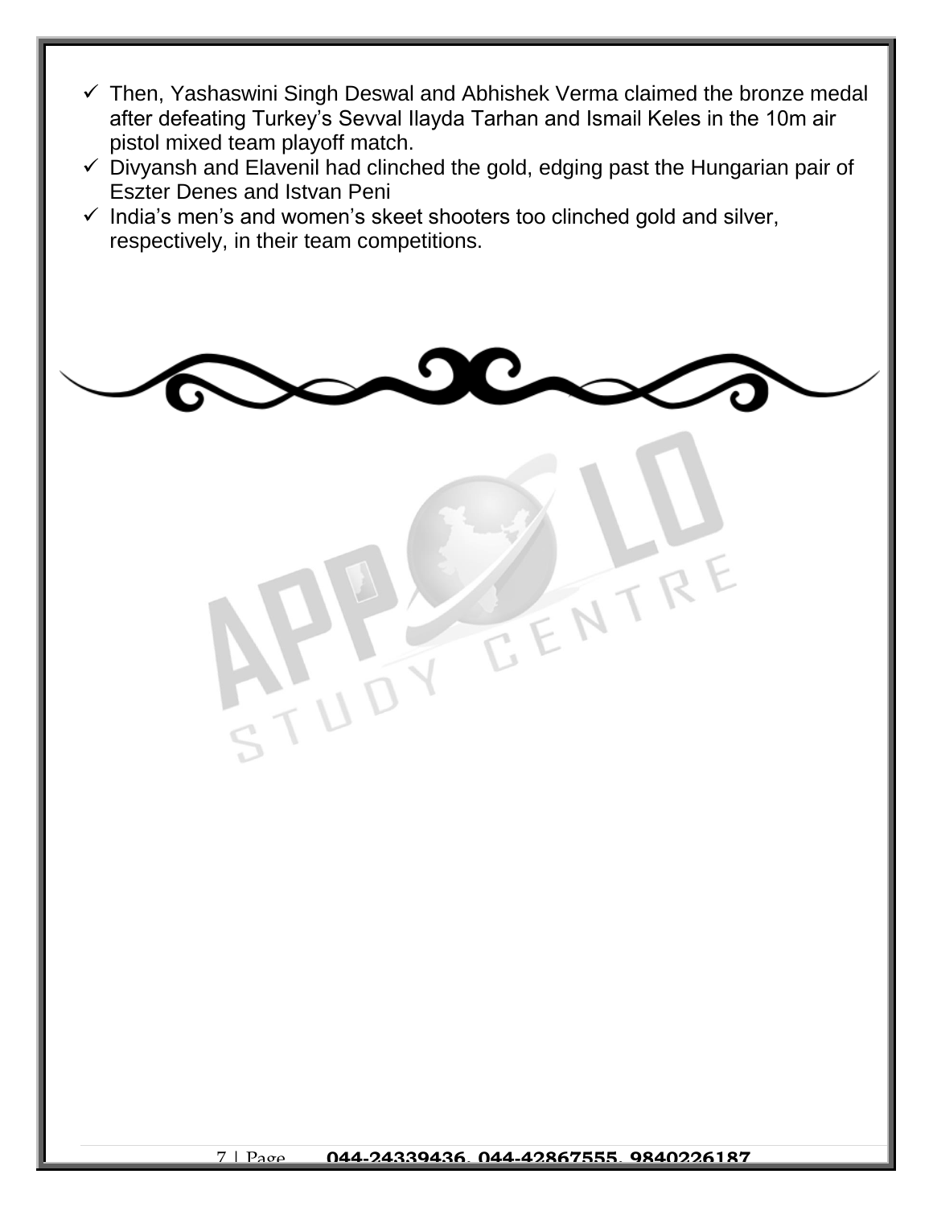- Then, Yashaswini Singh Deswal and Abhishek Verma claimed the bronze medal after defeating Turkey's Sevval Ilayda Tarhan and Ismail Keles in the 10m air pistol mixed team playoff match.
- Divyansh and Elavenil had clinched the gold, edging past the Hungarian pair of Eszter Denes and Istvan Peni
- India's men's and women's skeet shooters too clinched gold and silver, respectively, in their team competitions.